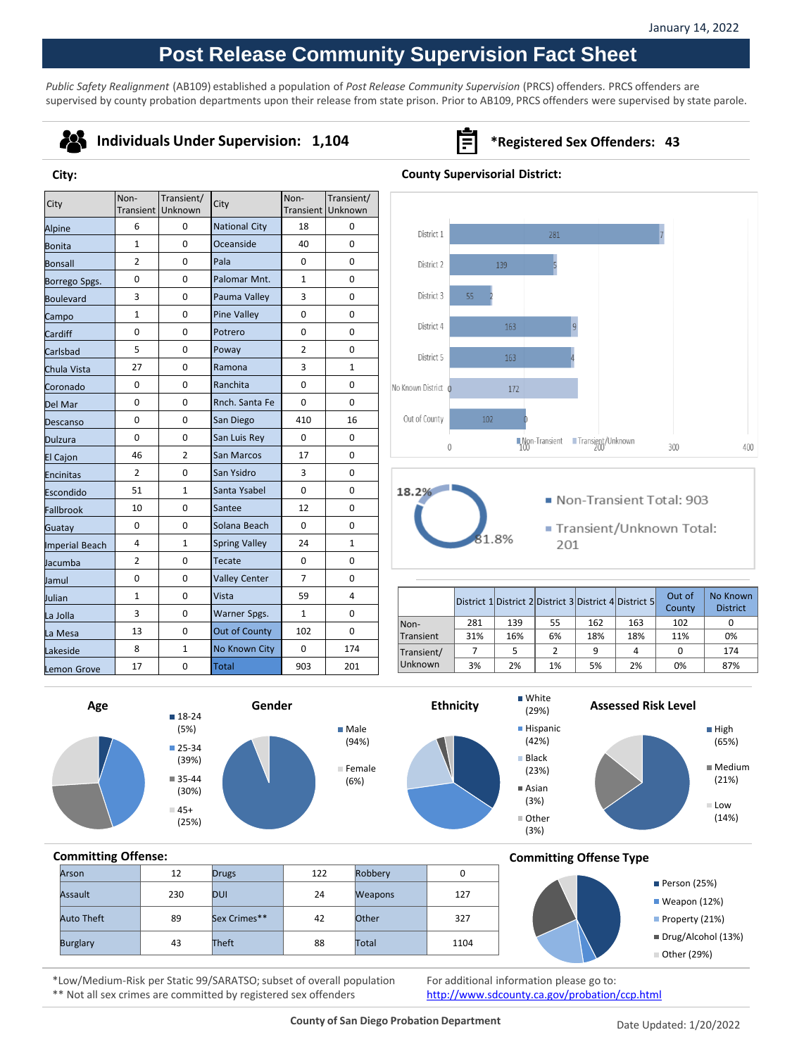January 14, 2022

# Post Release Community Supervision Fact Sheet

*Public Safety Realignment* (AB109) established a population of *Post Release Community Supervision* (PRCS) offenders. PRCS offenders are supervised by county probation departments upon their release from state prison. Prior to AB109, PRCS offenders were supervised by state parole.

**Individuals Under Supervision: 1,104**

***Registered Sex Offenders: 43**

### City:

| City | Non-Transient | Transient/ Unknown | City | Non-Transient | Transient/ Unknown |
|---|---|---|---|---|---|
| Alpine | 6 | 0 | National City | 18 | 0 |
| Bonita | 1 | 0 | Oceanside | 40 | 0 |
| Bonsall | 2 | 0 | Pala | 0 | 0 |
| Borrego Spgs. | 0 | 0 | Palomar Mnt. | 1 | 0 |
| Boulevard | 3 | 0 | Pauma Valley | 3 | 0 |
| Campo | 1 | 0 | Pine Valley | 0 | 0 |
| Cardiff | 0 | 0 | Potrero | 0 | 0 |
| Carlsbad | 5 | 0 | Poway | 2 | 0 |
| Chula Vista | 27 | 0 | Ramona | 3 | 1 |
| Coronado | 0 | 0 | Ranchita | 0 | 0 |
| Del Mar | 0 | 0 | Rnch. Santa Fe | 0 | 0 |
| Descanso | 0 | 0 | San Diego | 410 | 16 |
| Dulzura | 0 | 0 | San Luis Rey | 0 | 0 |
| El Cajon | 46 | 2 | San Marcos | 17 | 0 |
| Encinitas | 2 | 0 | San Ysidro | 3 | 0 |
| Escondido | 51 | 1 | Santa Ysabel | 0 | 0 |
| Fallbrook | 10 | 0 | Santee | 12 | 0 |
| Guatay | 0 | 0 | Solana Beach | 0 | 0 |
| Imperial Beach | 4 | 1 | Spring Valley | 24 | 1 |
| Jacumba | 2 | 0 | Tecate | 0 | 0 |
| Jamul | 0 | 0 | Valley Center | 7 | 0 |
| Julian | 1 | 0 | Vista | 59 | 4 |
| La Jolla | 3 | 0 | Warner Spgs. | 1 | 0 |
| La Mesa | 13 | 0 | Out of County | 102 | 0 |
| Lakeside | 8 | 1 | No Known City | 0 | 174 |
| Lemon Grove | 17 | 0 | Total | 903 | 201 |

### County Supervisorial District:

| District | Non-Transient | Transient/Unknown |
|---|---|---|
| District 1 | 281 | 7 |
| District 2 | 139 | 5 |
| District 3 | 55 | 2 |
| District 4 | 163 | 9 |
| District 5 | 163 | 4 |
| No Known District | 0 | 172 |
| Out of County | 102 | 0 |

- Non-Transient Total: 903 (81.8%)
- Transient/Unknown Total: 201 (18.2%)

| | District 1 | District 2 | District 3 | District 4 | District 5 | Out of County | No Known District |
|---|---|---|---|---|---|---|---|
| Non-Transient | 281 | 139 | 55 | 162 | 163 | 102 | 0 |
| | 31% | 16% | 6% | 18% | 18% | 11% | 0% |
| Transient/ Unknown | 7 | 5 | 2 | 9 | 4 | 0 | 174 |
| | 3% | 2% | 1% | 5% | 2% | 0% | 87% |

### Age

- 18-24 (5%)
- 25-34 (39%)
- 35-44 (30%)
- 45+ (25%)

### Gender

- Male (94%)
- Female (6%)

### Ethnicity

- White (29%)
- Hispanic (42%)
- Black (23%)
- Asian (3%)
- Other (3%)

### Assessed Risk Level

- High (65%)
- Medium (21%)
- Low (14%)

### Committing Offense:

| Offense | Count | Offense | Count | Offense | Count |
|---|---|---|---|---|---|
| Arson | 12 | Drugs | 122 | Robbery | 0 |
| Assault | 230 | DUI | 24 | Weapons | 127 |
| Auto Theft | 89 | Sex Crimes** | 42 | Other | 327 |
| Burglary | 43 | Theft | 88 | Total | 1104 |

### Committing Offense Type

- Person (25%)
- Weapon (12%)
- Property (21%)
- Drug/Alcohol (13%)
- Other (29%)

*Low/Medium-Risk per Static 99/SARATSO; subset of overall population
** Not all sex crimes are committed by registered sex offenders

For additional information please go to: http://www.sdcounty.ca.gov/probation/ccp.html

County of San Diego Probation Department

Date Updated: 1/20/2022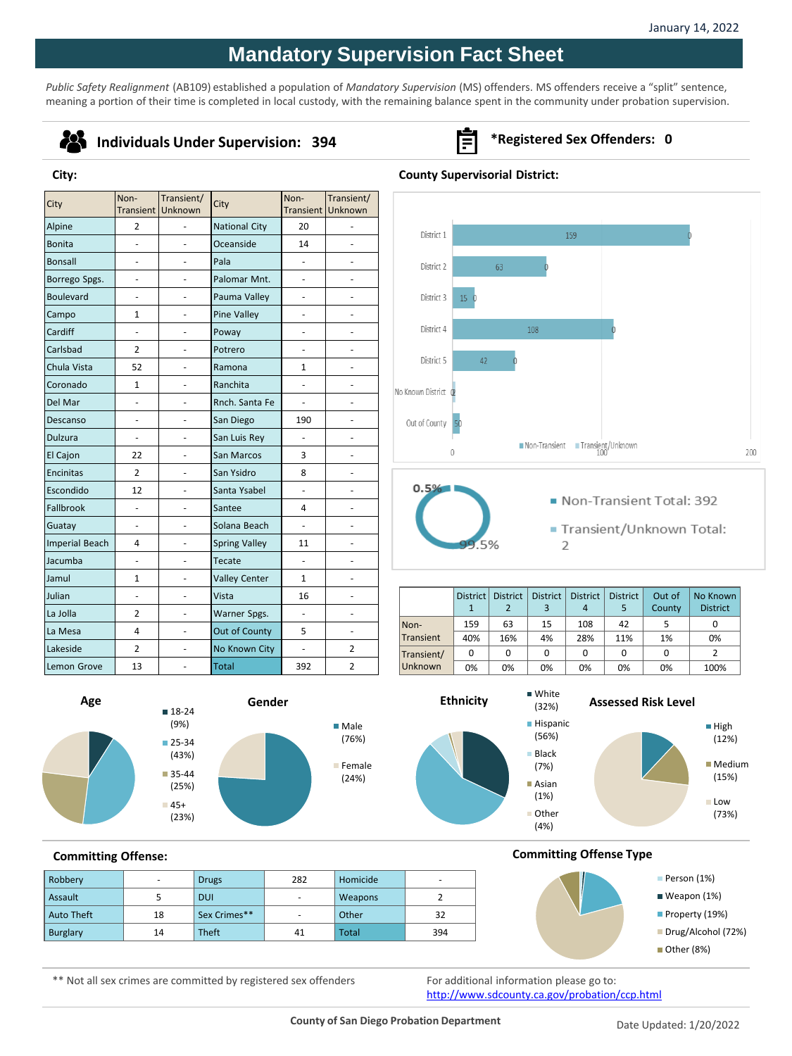January 14, 2022

# Mandatory Supervision Fact Sheet

*Public Safety Realignment* (AB109) established a population of *Mandatory Supervision* (MS) offenders. MS offenders receive a "split" sentence, meaning a portion of their time is completed in local custody, with the remaining balance spent in the community under probation supervision.

**Individuals Under Supervision: 394**

***Registered Sex Offenders: 0**

**City:**

| City | Non-Transient | Transient/ Unknown | City | Non-Transient | Transient/ Unknown |
|---|---|---|---|---|---|
| Alpine | 2 | - | National City | 20 | - |
| Bonita | - | - | Oceanside | 14 | - |
| Bonsall | - | - | Pala | - | - |
| Borrego Spgs. | - | - | Palomar Mnt. | - | - |
| Boulevard | - | - | Pauma Valley | - | - |
| Campo | 1 | - | Pine Valley | - | - |
| Cardiff | - | - | Poway | - | - |
| Carlsbad | 2 | - | Potrero | - | - |
| Chula Vista | 52 | - | Ramona | 1 | - |
| Coronado | 1 | - | Ranchita | - | - |
| Del Mar | - | - | Rnch. Santa Fe | - | - |
| Descanso | - | - | San Diego | 190 | - |
| Dulzura | - | - | San Luis Rey | - | - |
| El Cajon | 22 | - | San Marcos | 3 | - |
| Encinitas | 2 | - | San Ysidro | 8 | - |
| Escondido | 12 | - | Santa Ysabel | - | - |
| Fallbrook | - | - | Santee | 4 | - |
| Guatay | - | - | Solana Beach | - | - |
| Imperial Beach | 4 | - | Spring Valley | 11 | - |
| Jacumba | - | - | Tecate | - | - |
| Jamul | 1 | - | Valley Center | 1 | - |
| Julian | - | - | Vista | 16 | - |
| La Jolla | 2 | - | Warner Spgs. | - | - |
| La Mesa | 4 | - | Out of County | 5 | - |
| Lakeside | 2 | - | No Known City | - | 2 |
| Lemon Grove | 13 | - | Total | 392 | 2 |

**County Supervisorial District:**

District 1: 159, 0
District 2: 63, 0
District 3: 15, 0
District 4: 108, 0
District 5: 42, 0
No Known District: 0, 2
Out of County: 5, 0
0 100 200
Non-Transient ■ Transient/Unknown

0.5%
99.5%
Non-Transient Total: 392
Transient/Unknown Total: 2

| | District 1 | District 2 | District 3 | District 4 | District 5 | Out of County | No Known District |
|---|---|---|---|---|---|---|---|
| Non-Transient | 159 | 63 | 15 | 108 | 42 | 5 | 0 |
| | 40% | 16% | 4% | 28% | 11% | 1% | 0% |
| Transient/ Unknown | 0 | 0 | 0 | 0 | 0 | 0 | 2 |
| | 0% | 0% | 0% | 0% | 0% | 0% | 100% |

**Age**

18-24 (9%)
25-34 (43%)
35-44 (25%)
45+ (23%)

**Gender**

Male (76%)
Female (24%)

**Ethnicity**

White (32%)
Hispanic (56%)
Black (7%)
Asian (1%)
Other (4%)

**Assessed Risk Level**

High (12%)
Medium (15%)
Low (73%)

**Committing Offense:**

| | | | | | |
|---|---|---|---|---|---|
| Robbery | - | Drugs | 282 | Homicide | - |
| Assault | 5 | DUI | - | Weapons | 2 |
| Auto Theft | 18 | Sex Crimes** | - | Other | 32 |
| Burglary | 14 | Theft | 41 | Total | 394 |

**Committing Offense Type**

Person (1%)
Weapon (1%)
Property (19%)
Drug/Alcohol (72%)
Other (8%)

** Not all sex crimes are committed by registered sex offenders

For additional information please go to: http://www.sdcounty.ca.gov/probation/ccp.html

County of San Diego Probation Department

Date Updated: 1/20/2022